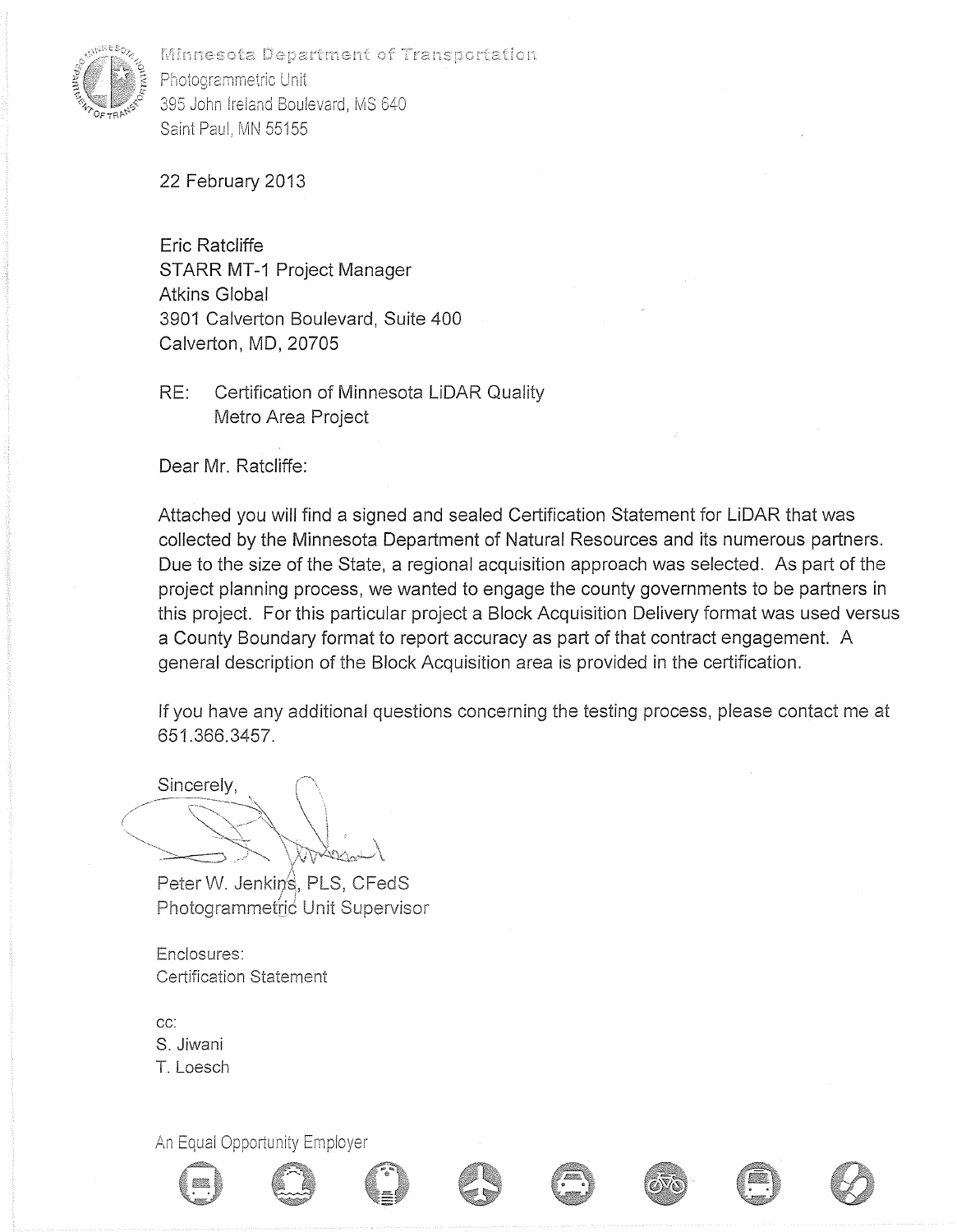Minnesota Department of Transportation
Photogrammetric Unit
395 John Ireland Boulevard, MS 640
Saint Paul, MN 55155

22 February 2013

Eric Ratcliffe
STARR MT-1 Project Manager
Atkins Global
3901 Calverton Boulevard, Suite 400
Calverton, MD, 20705

RE: Certification of Minnesota LiDAR Quality
Metro Area Project

Dear Mr. Ratcliffe:

Attached you will find a signed and sealed Certification Statement for LiDAR that was collected by the Minnesota Department of Natural Resources and its numerous partners. Due to the size of the State, a regional acquisition approach was selected. As part of the project planning process, we wanted to engage the county governments to be partners in this project. For this particular project a Block Acquisition Delivery format was used versus a County Boundary format to report accuracy as part of that contract engagement. A general description of the Block Acquisition area is provided in the certification.

If you have any additional questions concerning the testing process, please contact me at 651.366.3457.

Sincerely,

Peter W. Jenkins, PLS, CFedS
Photogrammetric Unit Supervisor

Enclosures:
Certification Statement

cc:
S. Jiwani
T. Loesch

An Equal Opportunity Employer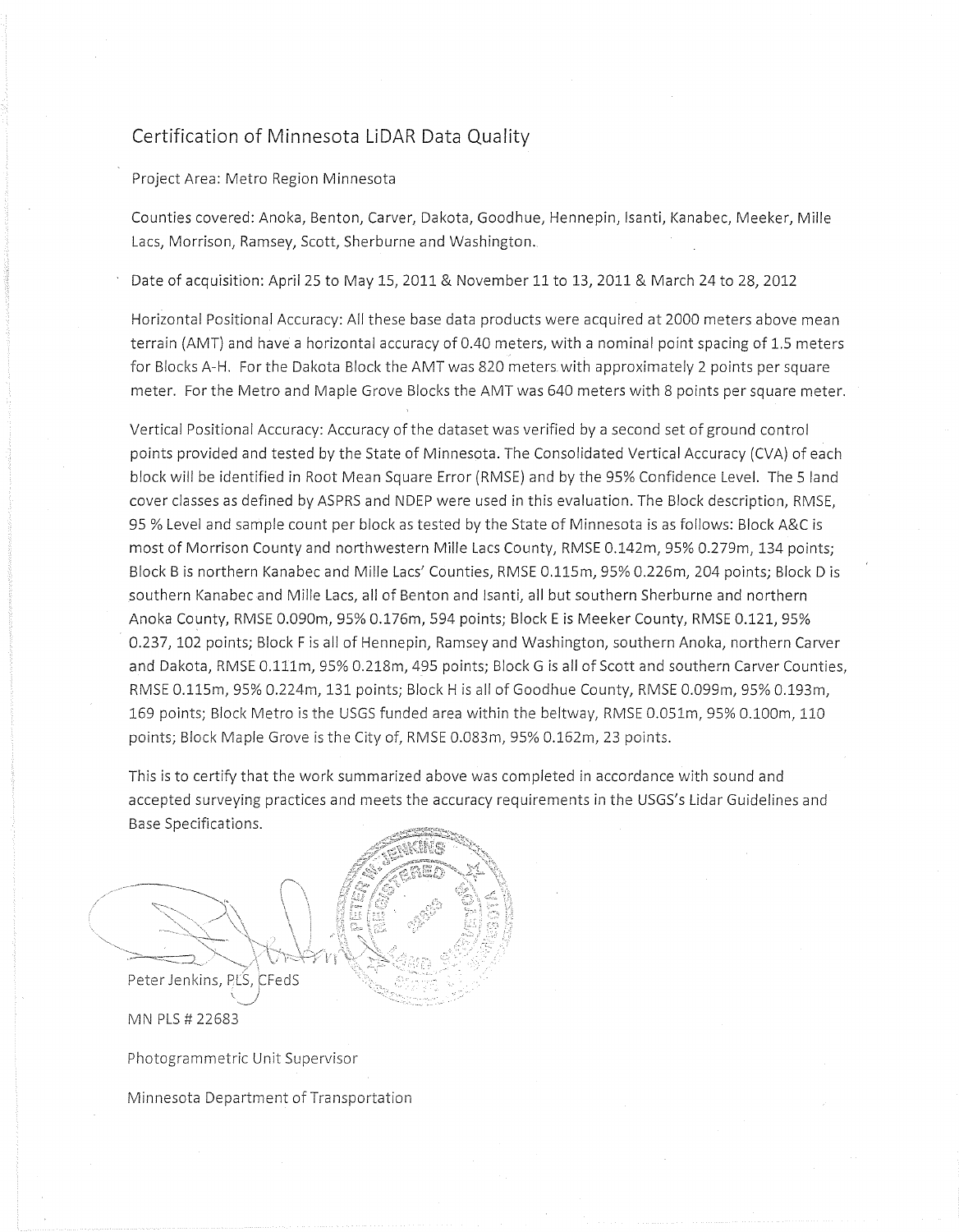# Certification of Minnesota LiDAR Data Quality

Project Area: Metro Region Minnesota

Counties covered: Anoka, Benton, Carver, Dakota, Goodhue, Hennepin, Isanti, Kanabec, Meeker, Mille Lacs, Morrison, Ramsey, Scott, Sherburne and Washington.

Date of acquisition: April 25 to May 15, 2011 & November 11 to 13, 2011 & March 24 to 28, 2012

Horizontal Positional Accuracy: All these base data products were acquired at 2000 meters above mean terrain (AMT) and have a horizontal accuracy of 0.40 meters, with a nominal point spacing of 1.5 meters for Blocks A-H. For the Dakota Block the AMT was 820 meters with approximately 2 points per square meter. For the Metro and Maple Grove Blocks the AMT was 640 meters with 8 points per square meter.

Vertical Positional Accuracy: Accuracy of the dataset was verified by a second set of ground control points provided and tested by the State of Minnesota. The Consolidated Vertical Accuracy (CVA) of each block will be identified in Root Mean Square Error (RMSE) and by the 95% Confidence Level. The 5 land cover classes as defined by ASPRS and NDEP were used in this evaluation. The Block description, RMSE, 95 % Level and sample count per block as tested by the State of Minnesota is as follows: Block A&C is most of Morrison County and northwestern Mille Lacs County, RMSE 0.142m, 95% 0.279m, 134 points; Block B is northern Kanabec and Mille Lacs' Counties, RMSE 0.115m, 95% 0.226m, 204 points; Block D is southern Kanabec and Mille Lacs, all of Benton and Isanti, all but southern Sherburne and northern Anoka County, RMSE 0.090m, 95% 0.176m, 594 points; Block E is Meeker County, RMSE 0.121, 95% 0.237, 102 points; Block F is all of Hennepin, Ramsey and Washington, southern Anoka, northern Carver and Dakota, RMSE 0.111m, 95% 0.218m, 495 points; Block G is all of Scott and southern Carver Counties, RMSE 0.115m, 95% 0.224m, 131 points; Block H is all of Goodhue County, RMSE 0.099m, 95% 0.193m, 169 points; Block Metro is the USGS funded area within the beltway, RMSE 0.051m, 95% 0.100m, 110 points; Block Maple Grove is the City of, RMSE 0.083m, 95% 0.162m, 23 points.

This is to certify that the work summarized above was completed in accordance with sound and accepted surveying practices and meets the accuracy requirements in the USGS's Lidar Guidelines and Base Specifications.

Peter Jenkins, PLS, CFedS

MN PLS # 22683

Photogrammetric Unit Supervisor

Minnesota Department of Transportation